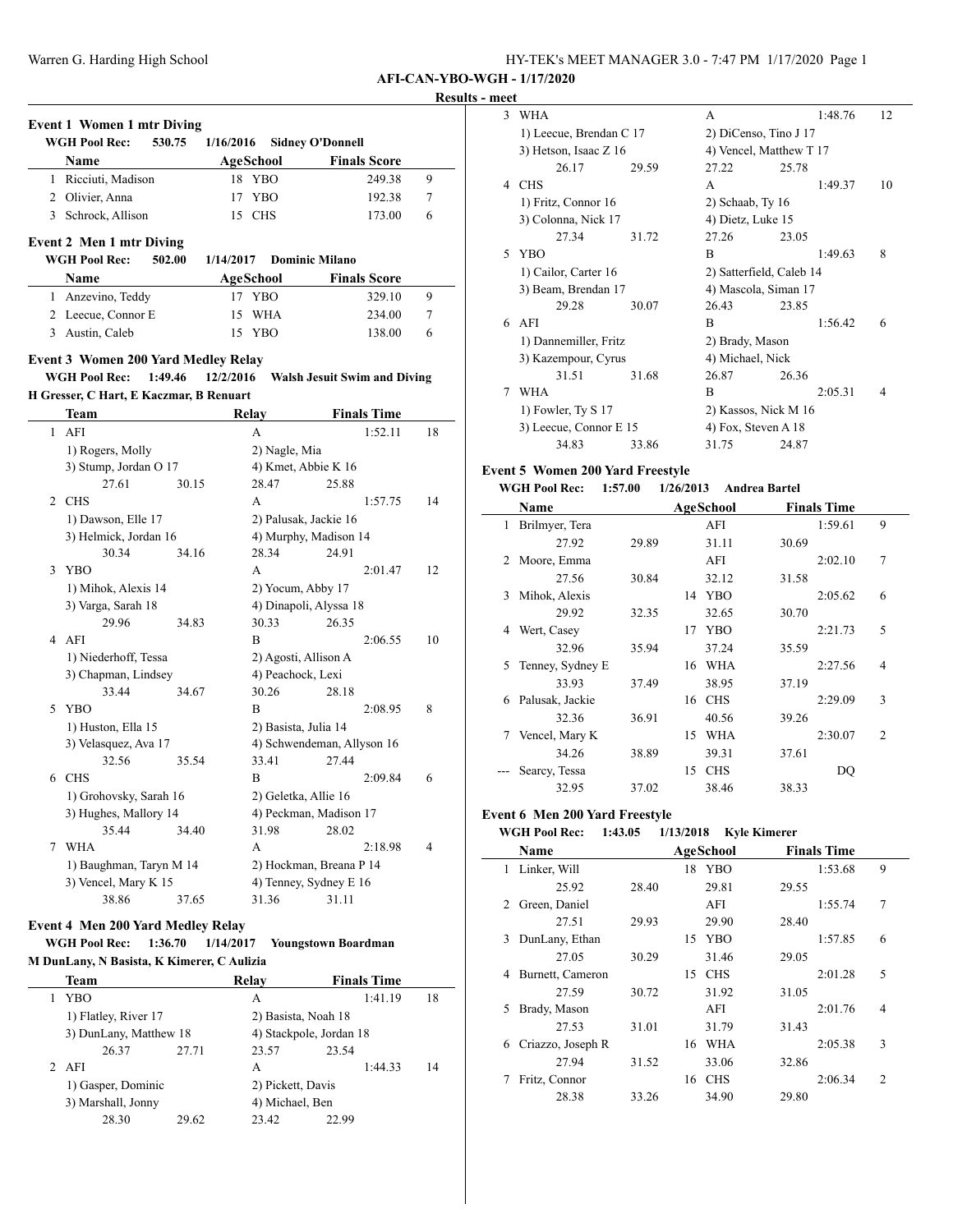## AFI-CAN-YBO-WGH - 1/17/2020

### Results - meet

#### Event 1 Women 1 mtr Diving

**WGH Pool Rec: 530.75 1/16/2016 Sidney O'Donnell**

| | Name | Age | School | Finals Score | |
|---|---|---|---|---|---|
| 1 | Ricciuti, Madison | 18 | YBO | 249.38 | 9 |
| 2 | Olivier, Anna | 17 | YBO | 192.38 | 7 |
| 3 | Schrock, Allison | 15 | CHS | 173.00 | 6 |

#### Event 2 Men 1 mtr Diving

**WGH Pool Rec: 502.00 1/14/2017 Dominic Milano**

| | Name | Age | School | Finals Score | |
|---|---|---|---|---|---|
| 1 | Anzevino, Teddy | 17 | YBO | 329.10 | 9 |
| 2 | Leecue, Connor E | 15 | WHA | 234.00 | 7 |
| 3 | Austin, Caleb | 15 | YBO | 138.00 | 6 |

#### Event 3 Women 200 Yard Medley Relay

**WGH Pool Rec: 1:49.46 12/2/2016 Walsh Jesuit Swim and Diving**

**H Gresser, C Hart, E Kaczmar, B Renuart**

| | Team | Relay | Finals Time | |
|---|---|---|---|---|
| 1 | AFI | A | 1:52.11 | 18 |
| | 1) Rogers, Molly; 2) Nagle, Mia; 3) Stump, Jordan O 17; 4) Kmet, Abbie K 16 | | | |
| | 27.61 30.15 28.47 25.88 | | | |
| 2 | CHS | A | 1:57.75 | 14 |
| | 1) Dawson, Elle 17; 2) Palusak, Jackie 16; 3) Helmick, Jordan 16; 4) Murphy, Madison 14 | | | |
| | 30.34 34.16 28.34 24.91 | | | |
| 3 | YBO | A | 2:01.47 | 12 |
| | 1) Mihok, Alexis 14; 2) Yocum, Abby 17; 3) Varga, Sarah 18; 4) Dinapoli, Alyssa 18 | | | |
| | 29.96 34.83 30.33 26.35 | | | |
| 4 | AFI | B | 2:06.55 | 10 |
| | 1) Niederhoff, Tessa; 2) Agosti, Allison A; 3) Chapman, Lindsey; 4) Peachock, Lexi | | | |
| | 33.44 34.67 30.26 28.18 | | | |
| 5 | YBO | B | 2:08.95 | 8 |
| | 1) Huston, Ella 15; 2) Basista, Julia 14; 3) Velasquez, Ava 17; 4) Schwendeman, Allyson 16 | | | |
| | 32.56 35.54 33.41 27.44 | | | |
| 6 | CHS | B | 2:09.84 | 6 |
| | 1) Grohovsky, Sarah 16; 2) Geletka, Allie 16; 3) Hughes, Mallory 14; 4) Peckman, Madison 17 | | | |
| | 35.44 34.40 31.98 28.02 | | | |
| 7 | WHA | A | 2:18.98 | 4 |
| | 1) Baughman, Taryn M 14; 2) Hockman, Breana P 14; 3) Vencel, Mary K 15; 4) Tenney, Sydney E 16 | | | |
| | 38.86 37.65 31.36 31.11 | | | |

#### Event 4 Men 200 Yard Medley Relay

**WGH Pool Rec: 1:36.70 1/14/2017 Youngstown Boardman**

**M DunLany, N Basista, K Kimerer, C Aulizia**

| | Team | Relay | Finals Time | |
|---|---|---|---|---|
| 1 | YBO | A | 1:41.19 | 18 |
| | 1) Flatley, River 17; 2) Basista, Noah 18; 3) DunLany, Matthew 18; 4) Stackpole, Jordan 18 | | | |
| | 26.37 27.71 23.57 23.54 | | | |
| 2 | AFI | A | 1:44.33 | 14 |
| | 1) Gasper, Dominic; 2) Pickett, Davis; 3) Marshall, Jonny; 4) Michael, Ben | | | |
| | 28.30 29.62 23.42 22.99 | | | |
| 3 | WHA | A | 1:48.76 | 12 |
| | 1) Leecue, Brendan C 17; 2) DiCenso, Tino J 17; 3) Hetson, Isaac Z 16; 4) Vencel, Matthew T 17 | | | |
| | 26.17 29.59 27.22 25.78 | | | |
| 4 | CHS | A | 1:49.37 | 10 |
| | 1) Fritz, Connor 16; 2) Schaab, Ty 16; 3) Colonna, Nick 17; 4) Dietz, Luke 15 | | | |
| | 27.34 31.72 27.26 23.05 | | | |
| 5 | YBO | B | 1:49.63 | 8 |
| | 1) Cailor, Carter 16; 2) Satterfield, Caleb 14; 3) Beam, Brendan 17; 4) Mascola, Siman 17 | | | |
| | 29.28 30.07 26.43 23.85 | | | |
| 6 | AFI | B | 1:56.42 | 6 |
| | 1) Dannemiller, Fritz; 2) Brady, Mason; 3) Kazempour, Cyrus; 4) Michael, Nick | | | |
| | 31.51 31.68 26.87 26.36 | | | |
| 7 | WHA | B | 2:05.31 | 4 |
| | 1) Fowler, Ty S 17; 2) Kassos, Nick M 16; 3) Leecue, Connor E 15; 4) Fox, Steven A 18 | | | |
| | 34.83 33.86 31.75 24.87 | | | |

#### Event 5 Women 200 Yard Freestyle

**WGH Pool Rec: 1:57.00 1/26/2013 Andrea Bartel**

| | Name | Age | School | Finals Time | |
|---|---|---|---|---|---|
| 1 | Brilmyer, Tera | | AFI | 1:59.61 | 9 |
| | 27.92 29.89 31.11 30.69 | | | | |
| 2 | Moore, Emma | | AFI | 2:02.10 | 7 |
| | 27.56 30.84 32.12 31.58 | | | | |
| 3 | Mihok, Alexis | 14 | YBO | 2:05.62 | 6 |
| | 29.92 32.35 32.65 30.70 | | | | |
| 4 | Wert, Casey | 17 | YBO | 2:21.73 | 5 |
| | 32.96 35.94 37.24 35.59 | | | | |
| 5 | Tenney, Sydney E | 16 | WHA | 2:27.56 | 4 |
| | 33.93 37.49 38.95 37.19 | | | | |
| 6 | Palusak, Jackie | 16 | CHS | 2:29.09 | 3 |
| | 32.36 36.91 40.56 39.26 | | | | |
| 7 | Vencel, Mary K | 15 | WHA | 2:30.07 | 2 |
| | 34.26 38.89 39.31 37.61 | | | | |
| --- | Searcy, Tessa | 15 | CHS | DQ | |
| | 32.95 37.02 38.46 38.33 | | | | |

#### Event 6 Men 200 Yard Freestyle

**WGH Pool Rec: 1:43.05 1/13/2018 Kyle Kimerer**

| | Name | Age | School | Finals Time | |
|---|---|---|---|---|---|
| 1 | Linker, Will | 18 | YBO | 1:53.68 | 9 |
| | 25.92 28.40 29.81 29.55 | | | | |
| 2 | Green, Daniel | | AFI | 1:55.74 | 7 |
| | 27.51 29.93 29.90 28.40 | | | | |
| 3 | DunLany, Ethan | 15 | YBO | 1:57.85 | 6 |
| | 27.05 30.29 31.46 29.05 | | | | |
| 4 | Burnett, Cameron | 15 | CHS | 2:01.28 | 5 |
| | 27.59 30.72 31.92 31.05 | | | | |
| 5 | Brady, Mason | | AFI | 2:01.76 | 4 |
| | 27.53 31.01 31.79 31.43 | | | | |
| 6 | Criazzo, Joseph R | 16 | WHA | 2:05.38 | 3 |
| | 27.94 31.52 33.06 32.86 | | | | |
| 7 | Fritz, Connor | 16 | CHS | 2:06.34 | 2 |
| | 28.38 33.26 34.90 29.80 | | | | |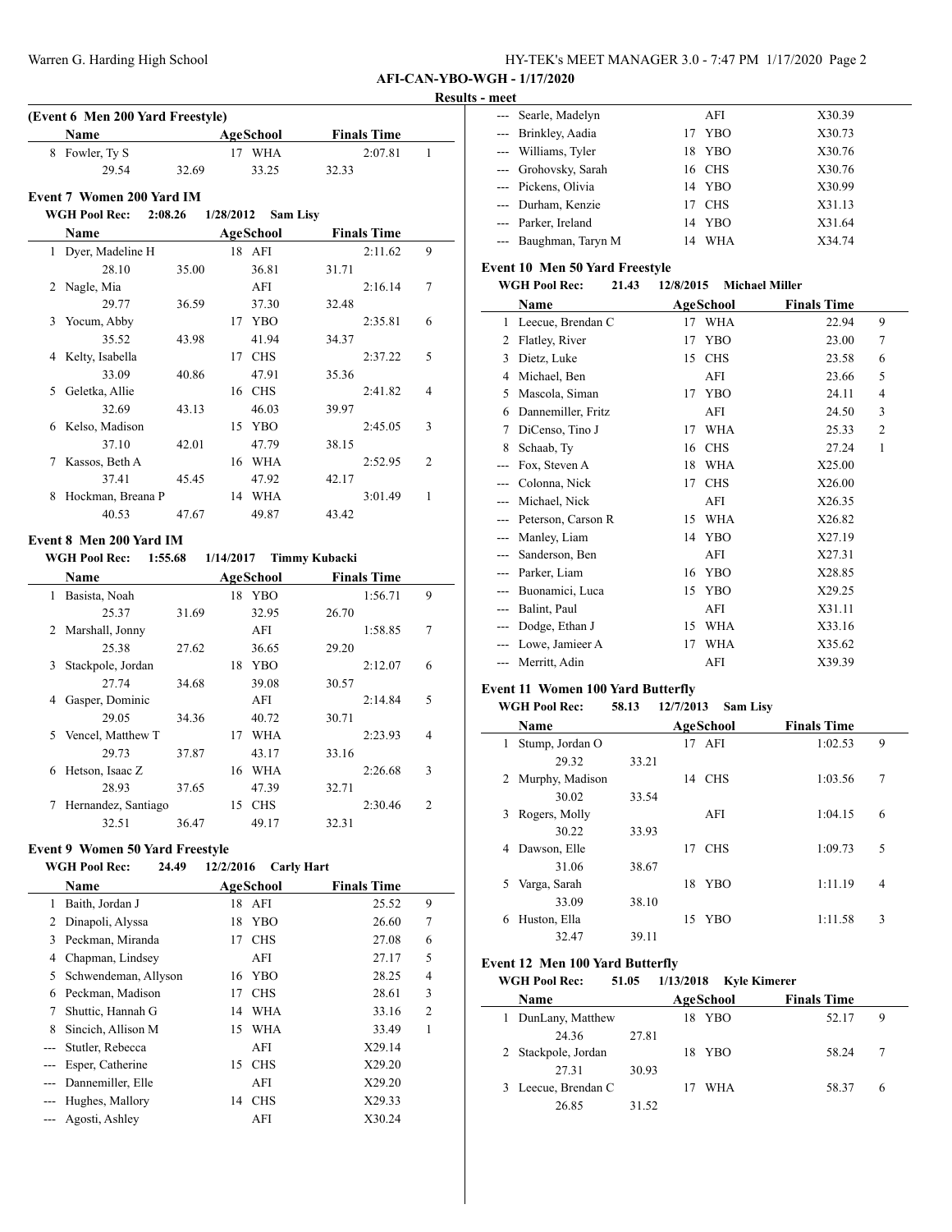**AFI-CAN-YBO-WGH - 1/17/2020**

**Results - meet**

### (Event 6 Men 200 Yard Freestyle)

| | Name | Age | School | Finals Time | |
|---|---|---|---|---|---|
| 8 | Fowler, Ty S | 17 | WHA | 2:07.81 | 1 |
| | 29.54 | 32.69 | 33.25 | 32.33 | |

### Event 7 Women 200 Yard IM

**WGH Pool Rec: 2:08.26 1/28/2012 Sam Lisy**

| | Name | Age | School | Finals Time | |
|---|---|---|---|---|---|
| 1 | Dyer, Madeline H | 18 | AFI | 2:11.62 | 9 |
| | 28.10 | 35.00 | 36.81 | 31.71 | |
| 2 | Nagle, Mia | | AFI | 2:16.14 | 7 |
| | 29.77 | 36.59 | 37.30 | 32.48 | |
| 3 | Yocum, Abby | 17 | YBO | 2:35.81 | 6 |
| | 35.52 | 43.98 | 41.94 | 34.37 | |
| 4 | Kelty, Isabella | 17 | CHS | 2:37.22 | 5 |
| | 33.09 | 40.86 | 47.91 | 35.36 | |
| 5 | Geletka, Allie | 16 | CHS | 2:41.82 | 4 |
| | 32.69 | 43.13 | 46.03 | 39.97 | |
| 6 | Kelso, Madison | 15 | YBO | 2:45.05 | 3 |
| | 37.10 | 42.01 | 47.79 | 38.15 | |
| 7 | Kassos, Beth A | 16 | WHA | 2:52.95 | 2 |
| | 37.41 | 45.45 | 47.92 | 42.17 | |
| 8 | Hockman, Breana P | 14 | WHA | 3:01.49 | 1 |
| | 40.53 | 47.67 | 49.87 | 43.42 | |

### Event 8 Men 200 Yard IM

**WGH Pool Rec: 1:55.68 1/14/2017 Timmy Kubacki**

| | Name | Age | School | Finals Time | |
|---|---|---|---|---|---|
| 1 | Basista, Noah | 18 | YBO | 1:56.71 | 9 |
| | 25.37 | 31.69 | 32.95 | 26.70 | |
| 2 | Marshall, Jonny | | AFI | 1:58.85 | 7 |
| | 25.38 | 27.62 | 36.65 | 29.20 | |
| 3 | Stackpole, Jordan | 18 | YBO | 2:12.07 | 6 |
| | 27.74 | 34.68 | 39.08 | 30.57 | |
| 4 | Gasper, Dominic | | AFI | 2:14.84 | 5 |
| | 29.05 | 34.36 | 40.72 | 30.71 | |
| 5 | Vencel, Matthew T | 17 | WHA | 2:23.93 | 4 |
| | 29.73 | 37.87 | 43.17 | 33.16 | |
| 6 | Hetson, Isaac Z | 16 | WHA | 2:26.68 | 3 |
| | 28.93 | 37.65 | 47.39 | 32.71 | |
| 7 | Hernandez, Santiago | 15 | CHS | 2:30.46 | 2 |
| | 32.51 | 36.47 | 49.17 | 32.31 | |

### Event 9 Women 50 Yard Freestyle

**WGH Pool Rec: 24.49 12/2/2016 Carly Hart**

| | Name | Age | School | Finals Time | |
|---|---|---|---|---|---|
| 1 | Baith, Jordan J | 18 | AFI | 25.52 | 9 |
| 2 | Dinapoli, Alyssa | 18 | YBO | 26.60 | 7 |
| 3 | Peckman, Miranda | 17 | CHS | 27.08 | 6 |
| 4 | Chapman, Lindsey | | AFI | 27.17 | 5 |
| 5 | Schwendeman, Allyson | 16 | YBO | 28.25 | 4 |
| 6 | Peckman, Madison | 17 | CHS | 28.61 | 3 |
| 7 | Shuttic, Hannah G | 14 | WHA | 33.16 | 2 |
| 8 | Sincich, Allison M | 15 | WHA | 33.49 | 1 |
| --- | Stutler, Rebecca | | AFI | X29.14 | |
| --- | Esper, Catherine | 15 | CHS | X29.20 | |
| --- | Dannemiller, Elle | | AFI | X29.20 | |
| --- | Hughes, Mallory | 14 | CHS | X29.33 | |
| --- | Agosti, Ashley | | AFI | X30.24 | |
| --- | Searle, Madelyn | | AFI | X30.39 | |
| --- | Brinkley, Aadia | 17 | YBO | X30.73 | |
| --- | Williams, Tyler | 18 | YBO | X30.76 | |
| --- | Grohovsky, Sarah | 16 | CHS | X30.76 | |
| --- | Pickens, Olivia | 14 | YBO | X30.99 | |
| --- | Durham, Kenzie | 17 | CHS | X31.13 | |
| --- | Parker, Ireland | 14 | YBO | X31.64 | |
| --- | Baughman, Taryn M | 14 | WHA | X34.74 | |

### Event 10 Men 50 Yard Freestyle

**WGH Pool Rec: 21.43 12/8/2015 Michael Miller**

| | Name | Age | School | Finals Time | |
|---|---|---|---|---|---|
| 1 | Leecue, Brendan C | 17 | WHA | 22.94 | 9 |
| 2 | Flatley, River | 17 | YBO | 23.00 | 7 |
| 3 | Dietz, Luke | 15 | CHS | 23.58 | 6 |
| 4 | Michael, Ben | | AFI | 23.66 | 5 |
| 5 | Mascola, Siman | 17 | YBO | 24.11 | 4 |
| 6 | Dannemiller, Fritz | | AFI | 24.50 | 3 |
| 7 | DiCenso, Tino J | 17 | WHA | 25.33 | 2 |
| 8 | Schaab, Ty | 16 | CHS | 27.24 | 1 |
| --- | Fox, Steven A | 18 | WHA | X25.00 | |
| --- | Colonna, Nick | 17 | CHS | X26.00 | |
| --- | Michael, Nick | | AFI | X26.35 | |
| --- | Peterson, Carson R | 15 | WHA | X26.82 | |
| --- | Manley, Liam | 14 | YBO | X27.19 | |
| --- | Sanderson, Ben | | AFI | X27.31 | |
| --- | Parker, Liam | 16 | YBO | X28.85 | |
| --- | Buonamici, Luca | 15 | YBO | X29.25 | |
| --- | Balint, Paul | | AFI | X31.11 | |
| --- | Dodge, Ethan J | 15 | WHA | X33.16 | |
| --- | Lowe, Jamieer A | 17 | WHA | X35.62 | |
| --- | Merritt, Adin | | AFI | X39.39 | |

### Event 11 Women 100 Yard Butterfly

**WGH Pool Rec: 58.13 12/7/2013 Sam Lisy**

| | Name | Age | School | Finals Time | |
|---|---|---|---|---|---|
| 1 | Stump, Jordan O | 17 | AFI | 1:02.53 | 9 |
| | 29.32 | 33.21 | | | |
| 2 | Murphy, Madison | 14 | CHS | 1:03.56 | 7 |
| | 30.02 | 33.54 | | | |
| 3 | Rogers, Molly | | AFI | 1:04.15 | 6 |
| | 30.22 | 33.93 | | | |
| 4 | Dawson, Elle | 17 | CHS | 1:09.73 | 5 |
| | 31.06 | 38.67 | | | |
| 5 | Varga, Sarah | 18 | YBO | 1:11.19 | 4 |
| | 33.09 | 38.10 | | | |
| 6 | Huston, Ella | 15 | YBO | 1:11.58 | 3 |
| | 32.47 | 39.11 | | | |

### Event 12 Men 100 Yard Butterfly

**WGH Pool Rec: 51.05 1/13/2018 Kyle Kimerer**

| | Name | Age | School | Finals Time | |
|---|---|---|---|---|---|
| 1 | DunLany, Matthew | 18 | YBO | 52.17 | 9 |
| | 24.36 | 27.81 | | | |
| 2 | Stackpole, Jordan | 18 | YBO | 58.24 | 7 |
| | 27.31 | 30.93 | | | |
| 3 | Leecue, Brendan C | 17 | WHA | 58.37 | 6 |
| | 26.85 | 31.52 | | | |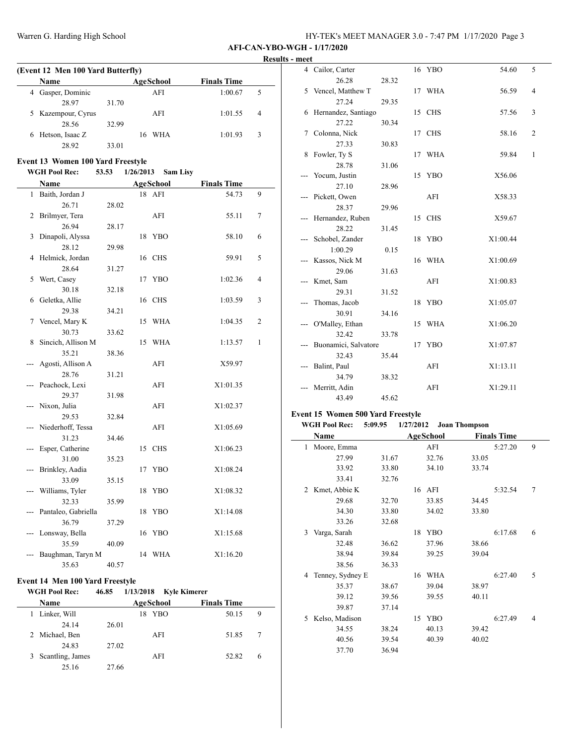## AFI-CAN-YBO-WGH - 1/17/2020

### Results - meet

**(Event 12 Men 100 Yard Butterfly)**

| | Name | Age | School | Finals Time | Points |
|---|---|---|---|---|---|
| 4 | Gasper, Dominic | | AFI | 1:00.67 | 5 |
| | 28.97 31.70 | | | | |
| 5 | Kazempour, Cyrus | | AFI | 1:01.55 | 4 |
| | 28.56 32.99 | | | | |
| 6 | Hetson, Isaac Z | 16 | WHA | 1:01.93 | 3 |
| | 28.92 33.01 | | | | |

**Event 13 Women 100 Yard Freestyle**

WGH Pool Rec: 53.53 1/26/2013 Sam Lisy

| | Name | Age | School | Finals Time | Points |
|---|---|---|---|---|---|
| 1 | Baith, Jordan J | 18 | AFI | 54.73 | 9 |
| | 26.71 28.02 | | | | |
| 2 | Brilmyer, Tera | | AFI | 55.11 | 7 |
| | 26.94 28.17 | | | | |
| 3 | Dinapoli, Alyssa | 18 | YBO | 58.10 | 6 |
| | 28.12 29.98 | | | | |
| 4 | Helmick, Jordan | 16 | CHS | 59.91 | 5 |
| | 28.64 31.27 | | | | |
| 5 | Wert, Casey | 17 | YBO | 1:02.36 | 4 |
| | 30.18 32.18 | | | | |
| 6 | Geletka, Allie | 16 | CHS | 1:03.59 | 3 |
| | 29.38 34.21 | | | | |
| 7 | Vencel, Mary K | 15 | WHA | 1:04.35 | 2 |
| | 30.73 33.62 | | | | |
| 8 | Sincich, Allison M | 15 | WHA | 1:13.57 | 1 |
| | 35.21 38.36 | | | | |
| --- | Agosti, Allison A | | AFI | X59.97 | |
| | 28.76 31.21 | | | | |
| --- | Peachock, Lexi | | AFI | X1:01.35 | |
| | 29.37 31.98 | | | | |
| --- | Nixon, Julia | | AFI | X1:02.37 | |
| | 29.53 32.84 | | | | |
| --- | Niederhoff, Tessa | | AFI | X1:05.69 | |
| | 31.23 34.46 | | | | |
| --- | Esper, Catherine | 15 | CHS | X1:06.23 | |
| | 31.00 35.23 | | | | |
| --- | Brinkley, Aadia | 17 | YBO | X1:08.24 | |
| | 33.09 35.15 | | | | |
| --- | Williams, Tyler | 18 | YBO | X1:08.32 | |
| | 32.33 35.99 | | | | |
| --- | Pantaleo, Gabriella | 18 | YBO | X1:14.08 | |
| | 36.79 37.29 | | | | |
| --- | Lonsway, Bella | 16 | YBO | X1:15.68 | |
| | 35.59 40.09 | | | | |
| --- | Baughman, Taryn M | 14 | WHA | X1:16.20 | |
| | 35.63 40.57 | | | | |

**Event 14 Men 100 Yard Freestyle**

WGH Pool Rec: 46.85 1/13/2018 Kyle Kimerer

| | Name | Age | School | Finals Time | Points |
|---|---|---|---|---|---|
| 1 | Linker, Will | 18 | YBO | 50.15 | 9 |
| | 24.14 26.01 | | | | |
| 2 | Michael, Ben | | AFI | 51.85 | 7 |
| | 24.83 27.02 | | | | |
| 3 | Scantling, James | | AFI | 52.82 | 6 |
| | 25.16 27.66 | | | | |
| 4 | Cailor, Carter | 16 | YBO | 54.60 | 5 |
| | 26.28 28.32 | | | | |
| 5 | Vencel, Matthew T | 17 | WHA | 56.59 | 4 |
| | 27.24 29.35 | | | | |
| 6 | Hernandez, Santiago | 15 | CHS | 57.56 | 3 |
| | 27.22 30.34 | | | | |
| 7 | Colonna, Nick | 17 | CHS | 58.16 | 2 |
| | 27.33 30.83 | | | | |
| 8 | Fowler, Ty S | 17 | WHA | 59.84 | 1 |
| | 28.78 31.06 | | | | |
| --- | Yocum, Justin | 15 | YBO | X56.06 | |
| | 27.10 28.96 | | | | |
| --- | Pickett, Owen | | AFI | X58.33 | |
| | 28.37 29.96 | | | | |
| --- | Hernandez, Ruben | 15 | CHS | X59.67 | |
| | 28.22 31.45 | | | | |
| --- | Schobel, Zander | 18 | YBO | X1:00.44 | |
| | 1:00.29 0.15 | | | | |
| --- | Kassos, Nick M | 16 | WHA | X1:00.69 | |
| | 29.06 31.63 | | | | |
| --- | Kmet, Sam | | AFI | X1:00.83 | |
| | 29.31 31.52 | | | | |
| --- | Thomas, Jacob | 18 | YBO | X1:05.07 | |
| | 30.91 34.16 | | | | |
| --- | O'Malley, Ethan | 15 | WHA | X1:06.20 | |
| | 32.42 33.78 | | | | |
| --- | Buonamici, Salvatore | 17 | YBO | X1:07.87 | |
| | 32.43 35.44 | | | | |
| --- | Balint, Paul | | AFI | X1:13.11 | |
| | 34.79 38.32 | | | | |
| --- | Merritt, Adin | | AFI | X1:29.11 | |
| | 43.49 45.62 | | | | |

**Event 15 Women 500 Yard Freestyle**

WGH Pool Rec: 5:09.95 1/27/2012 Joan Thompson

| | Name | Age | School | Finals Time | Points |
|---|---|---|---|---|---|
| 1 | Moore, Emma | | AFI | 5:27.20 | 9 |
| | 27.99 31.67 32.76 33.05 | | | | |
| | 33.92 33.80 34.10 33.74 | | | | |
| | 33.41 32.76 | | | | |
| 2 | Kmet, Abbie K | 16 | AFI | 5:32.54 | 7 |
| | 29.68 32.70 33.85 34.45 | | | | |
| | 34.30 33.80 34.02 33.80 | | | | |
| | 33.26 32.68 | | | | |
| 3 | Varga, Sarah | 18 | YBO | 6:17.68 | 6 |
| | 32.48 36.62 37.96 38.66 | | | | |
| | 38.94 39.84 39.25 39.04 | | | | |
| | 38.56 36.33 | | | | |
| 4 | Tenney, Sydney E | 16 | WHA | 6:27.40 | 5 |
| | 35.37 38.67 39.04 38.97 | | | | |
| | 39.12 39.56 39.55 40.11 | | | | |
| | 39.87 37.14 | | | | |
| 5 | Kelso, Madison | 15 | YBO | 6:27.49 | 4 |
| | 34.55 38.24 40.13 39.42 | | | | |
| | 40.56 39.54 40.39 40.02 | | | | |
| | 37.70 36.94 | | | | |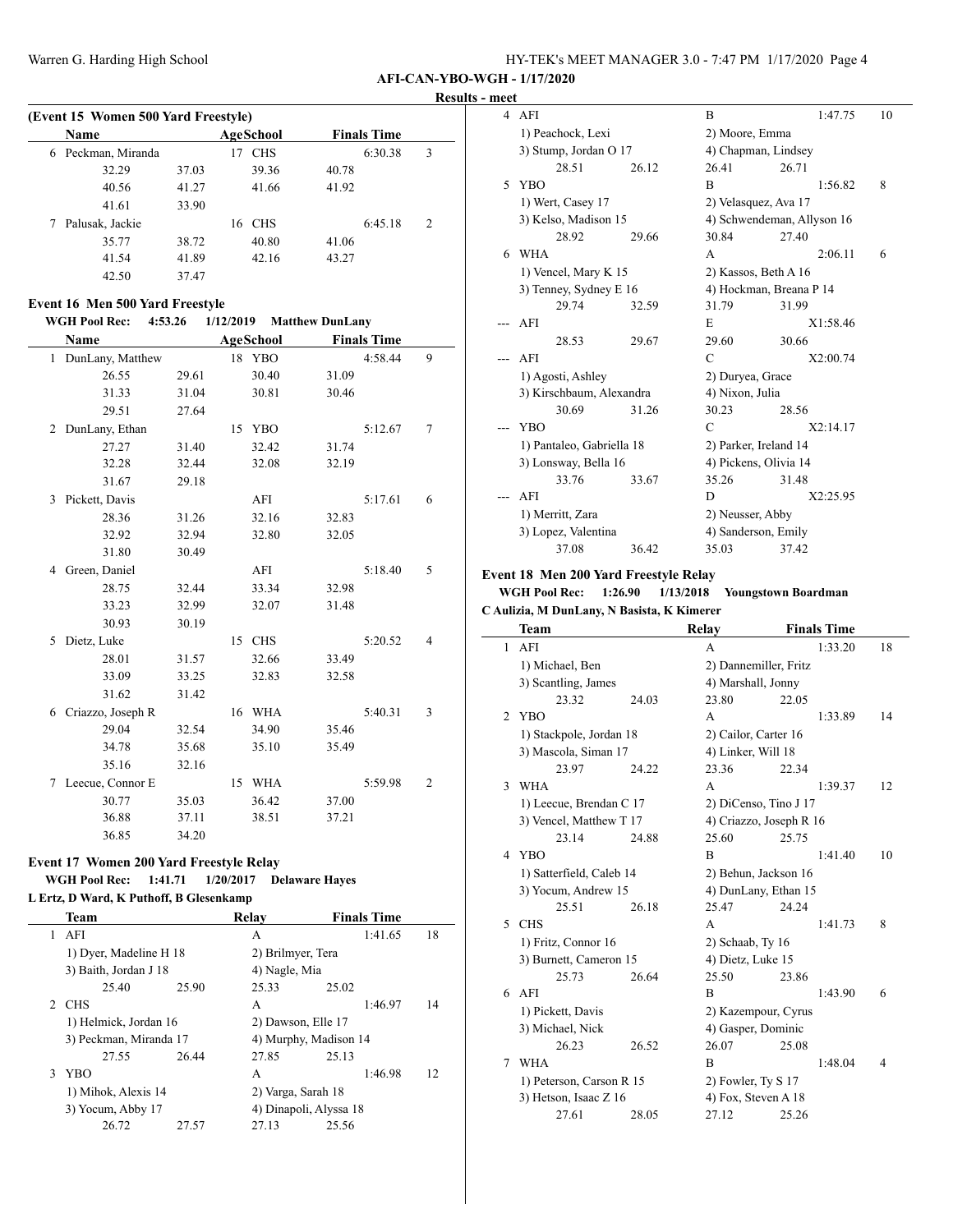**AFI-CAN-YBO-WGH - 1/17/2020**

**Results - meet**

### (Event 15 Women 500 Yard Freestyle)

| | Name | Age | School | Finals Time | Points |
|---|---|---|---|---|---|
| 6 | Peckman, Miranda | 17 | CHS | 6:30.38 | 3 |
| | 32.29 | 37.03 | 39.36 | 40.78 | |
| | 40.56 | 41.27 | 41.66 | 41.92 | |
| | 41.61 | 33.90 | | | |
| 7 | Palusak, Jackie | 16 | CHS | 6:45.18 | 2 |
| | 35.77 | 38.72 | 40.80 | 41.06 | |
| | 41.54 | 41.89 | 42.16 | 43.27 | |
| | 42.50 | 37.47 | | | |

### Event 16 Men 500 Yard Freestyle

**WGH Pool Rec: 4:53.26 1/12/2019 Matthew DunLany**

| | Name | Age | School | Finals Time | Points |
|---|---|---|---|---|---|
| 1 | DunLany, Matthew | 18 | YBO | 4:58.44 | 9 |
| | 26.55 | 29.61 | 30.40 | 31.09 | |
| | 31.33 | 31.04 | 30.81 | 30.46 | |
| | 29.51 | 27.64 | | | |
| 2 | DunLany, Ethan | 15 | YBO | 5:12.67 | 7 |
| | 27.27 | 31.40 | 32.42 | 31.74 | |
| | 32.28 | 32.44 | 32.08 | 32.19 | |
| | 31.67 | 29.18 | | | |
| 3 | Pickett, Davis | | AFI | 5:17.61 | 6 |
| | 28.36 | 31.26 | 32.16 | 32.83 | |
| | 32.92 | 32.94 | 32.80 | 32.05 | |
| | 31.80 | 30.49 | | | |
| 4 | Green, Daniel | | AFI | 5:18.40 | 5 |
| | 28.75 | 32.44 | 33.34 | 32.98 | |
| | 33.23 | 32.99 | 32.07 | 31.48 | |
| | 30.93 | 30.19 | | | |
| 5 | Dietz, Luke | 15 | CHS | 5:20.52 | 4 |
| | 28.01 | 31.57 | 32.66 | 33.49 | |
| | 33.09 | 33.25 | 32.83 | 32.58 | |
| | 31.62 | 31.42 | | | |
| 6 | Criazzo, Joseph R | 16 | WHA | 5:40.31 | 3 |
| | 29.04 | 32.54 | 34.90 | 35.46 | |
| | 34.78 | 35.68 | 35.10 | 35.49 | |
| | 35.16 | 32.16 | | | |
| 7 | Leecue, Connor E | 15 | WHA | 5:59.98 | 2 |
| | 30.77 | 35.03 | 36.42 | 37.00 | |
| | 36.88 | 37.11 | 38.51 | 37.21 | |
| | 36.85 | 34.20 | | | |

### Event 17 Women 200 Yard Freestyle Relay

**WGH Pool Rec: 1:41.71 1/20/2017 Delaware Hayes**
**L Ertz, D Ward, K Puthoff, B Glesenkamp**

| | Team | | Relay | Finals Time | Points |
|---|---|---|---|---|---|
| 1 | AFI | | A | 1:41.65 | 18 |
| | 1) Dyer, Madeline H 18 | | 2) Brilmyer, Tera | | |
| | 3) Baith, Jordan J 18 | | 4) Nagle, Mia | | |
| | 25.40 | 25.90 | 25.33 | 25.02 | |
| 2 | CHS | | A | 1:46.97 | 14 |
| | 1) Helmick, Jordan 16 | | 2) Dawson, Elle 17 | | |
| | 3) Peckman, Miranda 17 | | 4) Murphy, Madison 14 | | |
| | 27.55 | 26.44 | 27.85 | 25.13 | |
| 3 | YBO | | A | 1:46.98 | 12 |
| | 1) Mihok, Alexis 14 | | 2) Varga, Sarah 18 | | |
| | 3) Yocum, Abby 17 | | 4) Dinapoli, Alyssa 18 | | |
| | 26.72 | 27.57 | 27.13 | 25.56 | |
| 4 | AFI | | B | 1:47.75 | 10 |
| | 1) Peachock, Lexi | | 2) Moore, Emma | | |
| | 3) Stump, Jordan O 17 | | 4) Chapman, Lindsey | | |
| | 28.51 | 26.12 | 26.41 | 26.71 | |
| 5 | YBO | | B | 1:56.82 | 8 |
| | 1) Wert, Casey 17 | | 2) Velasquez, Ava 17 | | |
| | 3) Kelso, Madison 15 | | 4) Schwendeman, Allyson 16 | | |
| | 28.92 | 29.66 | 30.84 | 27.40 | |
| 6 | WHA | | A | 2:06.11 | 6 |
| | 1) Vencel, Mary K 15 | | 2) Kassos, Beth A 16 | | |
| | 3) Tenney, Sydney E 16 | | 4) Hockman, Breana P 14 | | |
| | 29.74 | 32.59 | 31.79 | 31.99 | |
| --- | AFI | | E | X1:58.46 | |
| | 28.53 | 29.67 | 29.60 | 30.66 | |
| --- | AFI | | C | X2:00.74 | |
| | 1) Agosti, Ashley | | 2) Duryea, Grace | | |
| | 3) Kirschbaum, Alexandra | | 4) Nixon, Julia | | |
| | 30.69 | 31.26 | 30.23 | 28.56 | |
| --- | YBO | | C | X2:14.17 | |
| | 1) Pantaleo, Gabriella 18 | | 2) Parker, Ireland 14 | | |
| | 3) Lonsway, Bella 16 | | 4) Pickens, Olivia 14 | | |
| | 33.76 | 33.67 | 35.26 | 31.48 | |
| --- | AFI | | D | X2:25.95 | |
| | 1) Merritt, Zara | | 2) Neusser, Abby | | |
| | 3) Lopez, Valentina | | 4) Sanderson, Emily | | |
| | 37.08 | 36.42 | 35.03 | 37.42 | |

### Event 18 Men 200 Yard Freestyle Relay

**WGH Pool Rec: 1:26.90 1/13/2018 Youngstown Boardman**
**C Aulizia, M DunLany, N Basista, K Kimerer**

| | Team | | Relay | Finals Time | Points |
|---|---|---|---|---|---|
| 1 | AFI | | A | 1:33.20 | 18 |
| | 1) Michael, Ben | | 2) Dannemiller, Fritz | | |
| | 3) Scantling, James | | 4) Marshall, Jonny | | |
| | 23.32 | 24.03 | 23.80 | 22.05 | |
| 2 | YBO | | A | 1:33.89 | 14 |
| | 1) Stackpole, Jordan 18 | | 2) Cailor, Carter 16 | | |
| | 3) Mascola, Siman 17 | | 4) Linker, Will 18 | | |
| | 23.97 | 24.22 | 23.36 | 22.34 | |
| 3 | WHA | | A | 1:39.37 | 12 |
| | 1) Leecue, Brendan C 17 | | 2) DiCenso, Tino J 17 | | |
| | 3) Vencel, Matthew T 17 | | 4) Criazzo, Joseph R 16 | | |
| | 23.14 | 24.88 | 25.60 | 25.75 | |
| 4 | YBO | | B | 1:41.40 | 10 |
| | 1) Satterfield, Caleb 14 | | 2) Behun, Jackson 16 | | |
| | 3) Yocum, Andrew 15 | | 4) DunLany, Ethan 15 | | |
| | 25.51 | 26.18 | 25.47 | 24.24 | |
| 5 | CHS | | A | 1:41.73 | 8 |
| | 1) Fritz, Connor 16 | | 2) Schaab, Ty 16 | | |
| | 3) Burnett, Cameron 15 | | 4) Dietz, Luke 15 | | |
| | 25.73 | 26.64 | 25.50 | 23.86 | |
| 6 | AFI | | B | 1:43.90 | 6 |
| | 1) Pickett, Davis | | 2) Kazempour, Cyrus | | |
| | 3) Michael, Nick | | 4) Gasper, Dominic | | |
| | 26.23 | 26.52 | 26.07 | 25.08 | |
| 7 | WHA | | B | 1:48.04 | 4 |
| | 1) Peterson, Carson R 15 | | 2) Fowler, Ty S 17 | | |
| | 3) Hetson, Isaac Z 16 | | 4) Fox, Steven A 18 | | |
| | 27.61 | 28.05 | 27.12 | 25.26 | |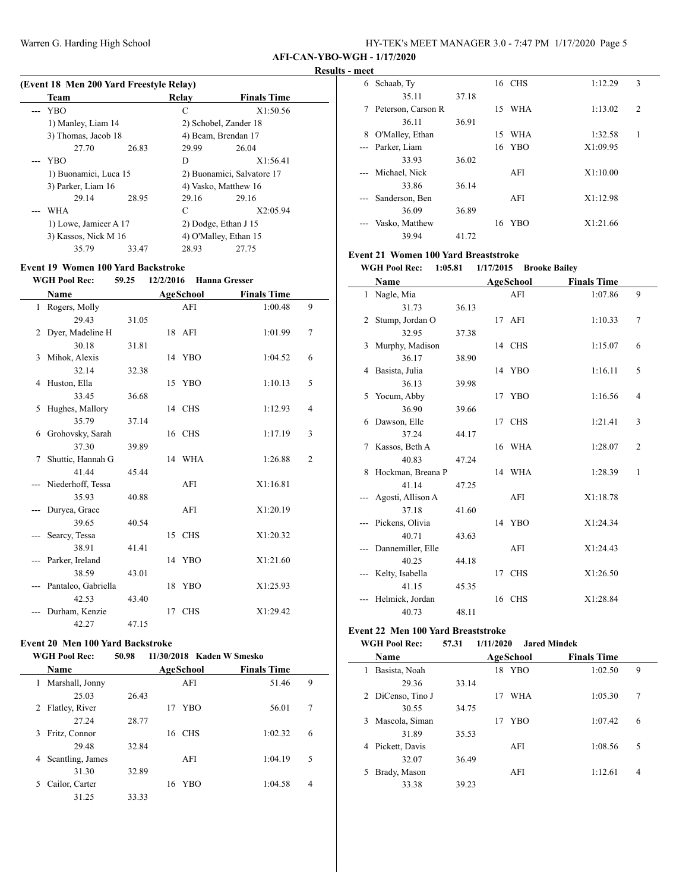**Results - meet**

**(Event 18 Men 200 Yard Freestyle Relay)**

| Team | | Relay | | Finals Time |
|---|---|---|---|---|
| --- YBO | | C | | X1:50.56 |
| 1) Manley, Liam 14 | | 2) Schobel, Zander 18 | | |
| 3) Thomas, Jacob 18 | | 4) Beam, Brendan 17 | | |
| 27.70 | 26.83 | 29.99 | 26.04 | |
| --- YBO | | D | | X1:56.41 |
| 1) Buonamici, Luca 15 | | 2) Buonamici, Salvatore 17 | | |
| 3) Parker, Liam 16 | | 4) Vasko, Matthew 16 | | |
| 29.14 | 28.95 | 29.16 | 29.16 | |
| --- WHA | | C | | X2:05.94 |
| 1) Lowe, Jamieer A 17 | | 2) Dodge, Ethan J 15 | | |
| 3) Kassos, Nick M 16 | | 4) O'Malley, Ethan 15 | | |
| 35.79 | 33.47 | 28.93 | 27.75 | |

### Event 19 Women 100 Yard Backstroke

**WGH Pool Rec: 59.25 12/2/2016 Hanna Gresser**

| | Name | | Age | School | Finals Time | |
|---|---|---|---|---|---|---|
| 1 | Rogers, Molly | | | AFI | 1:00.48 | 9 |
| | 29.43 | 31.05 | | | | |
| 2 | Dyer, Madeline H | | 18 | AFI | 1:01.99 | 7 |
| | 30.18 | 31.81 | | | | |
| 3 | Mihok, Alexis | | 14 | YBO | 1:04.52 | 6 |
| | 32.14 | 32.38 | | | | |
| 4 | Huston, Ella | | 15 | YBO | 1:10.13 | 5 |
| | 33.45 | 36.68 | | | | |
| 5 | Hughes, Mallory | | 14 | CHS | 1:12.93 | 4 |
| | 35.79 | 37.14 | | | | |
| 6 | Grohovsky, Sarah | | 16 | CHS | 1:17.19 | 3 |
| | 37.30 | 39.89 | | | | |
| 7 | Shuttic, Hannah G | | 14 | WHA | 1:26.88 | 2 |
| | 41.44 | 45.44 | | | | |
| --- | Niederhoff, Tessa | | | AFI | X1:16.81 | |
| | 35.93 | 40.88 | | | | |
| --- | Duryea, Grace | | | AFI | X1:20.19 | |
| | 39.65 | 40.54 | | | | |
| --- | Searcy, Tessa | | 15 | CHS | X1:20.32 | |
| | 38.91 | 41.41 | | | | |
| --- | Parker, Ireland | | 14 | YBO | X1:21.60 | |
| | 38.59 | 43.01 | | | | |
| --- | Pantaleo, Gabriella | | 18 | YBO | X1:25.93 | |
| | 42.53 | 43.40 | | | | |
| --- | Durham, Kenzie | | 17 | CHS | X1:29.42 | |
| | 42.27 | 47.15 | | | | |

### Event 20 Men 100 Yard Backstroke

**WGH Pool Rec: 50.98 11/30/2018 Kaden W Smesko**

| | Name | | Age | School | Finals Time | |
|---|---|---|---|---|---|---|
| 1 | Marshall, Jonny | | | AFI | 51.46 | 9 |
| | 25.03 | 26.43 | | | | |
| 2 | Flatley, River | | 17 | YBO | 56.01 | 7 |
| | 27.24 | 28.77 | | | | |
| 3 | Fritz, Connor | | 16 | CHS | 1:02.32 | 6 |
| | 29.48 | 32.84 | | | | |
| 4 | Scantling, James | | | AFI | 1:04.19 | 5 |
| | 31.30 | 32.89 | | | | |
| 5 | Cailor, Carter | | 16 | YBO | 1:04.58 | 4 |
| | 31.25 | 33.33 | | | | |
| 6 | Schaab, Ty | | 16 | CHS | 1:12.29 | 3 |
| | 35.11 | 37.18 | | | | |
| 7 | Peterson, Carson R | | 15 | WHA | 1:13.02 | 2 |
| | 36.11 | 36.91 | | | | |
| 8 | O'Malley, Ethan | | 15 | WHA | 1:32.58 | 1 |
| --- | Parker, Liam | | 16 | YBO | X1:09.95 | |
| | 33.93 | 36.02 | | | | |
| --- | Michael, Nick | | | AFI | X1:10.00 | |
| | 33.86 | 36.14 | | | | |
| --- | Sanderson, Ben | | | AFI | X1:12.98 | |
| | 36.09 | 36.89 | | | | |
| --- | Vasko, Matthew | | 16 | YBO | X1:21.66 | |
| | 39.94 | 41.72 | | | | |

### Event 21 Women 100 Yard Breaststroke

**WGH Pool Rec: 1:05.81 1/17/2015 Brooke Bailey**

| | Name | | Age | School | Finals Time | |
|---|---|---|---|---|---|---|
| 1 | Nagle, Mia | | | AFI | 1:07.86 | 9 |
| | 31.73 | 36.13 | | | | |
| 2 | Stump, Jordan O | | 17 | AFI | 1:10.33 | 7 |
| | 32.95 | 37.38 | | | | |
| 3 | Murphy, Madison | | 14 | CHS | 1:15.07 | 6 |
| | 36.17 | 38.90 | | | | |
| 4 | Basista, Julia | | 14 | YBO | 1:16.11 | 5 |
| | 36.13 | 39.98 | | | | |
| 5 | Yocum, Abby | | 17 | YBO | 1:16.56 | 4 |
| | 36.90 | 39.66 | | | | |
| 6 | Dawson, Elle | | 17 | CHS | 1:21.41 | 3 |
| | 37.24 | 44.17 | | | | |
| 7 | Kassos, Beth A | | 16 | WHA | 1:28.07 | 2 |
| | 40.83 | 47.24 | | | | |
| 8 | Hockman, Breana P | | 14 | WHA | 1:28.39 | 1 |
| | 41.14 | 47.25 | | | | |
| --- | Agosti, Allison A | | | AFI | X1:18.78 | |
| | 37.18 | 41.60 | | | | |
| --- | Pickens, Olivia | | 14 | YBO | X1:24.34 | |
| | 40.71 | 43.63 | | | | |
| --- | Dannemiller, Elle | | | AFI | X1:24.43 | |
| | 40.25 | 44.18 | | | | |
| --- | Kelty, Isabella | | 17 | CHS | X1:26.50 | |
| | 41.15 | 45.35 | | | | |
| --- | Helmick, Jordan | | 16 | CHS | X1:28.84 | |
| | 40.73 | 48.11 | | | | |

### Event 22 Men 100 Yard Breaststroke

**WGH Pool Rec: 57.31 1/11/2020 Jared Mindek**

| | Name | | Age | School | Finals Time | |
|---|---|---|---|---|---|---|
| 1 | Basista, Noah | | 18 | YBO | 1:02.50 | 9 |
| | 29.36 | 33.14 | | | | |
| 2 | DiCenso, Tino J | | 17 | WHA | 1:05.30 | 7 |
| | 30.55 | 34.75 | | | | |
| 3 | Mascola, Siman | | 17 | YBO | 1:07.42 | 6 |
| | 31.89 | 35.53 | | | | |
| 4 | Pickett, Davis | | | AFI | 1:08.56 | 5 |
| | 32.07 | 36.49 | | | | |
| 5 | Brady, Mason | | | AFI | 1:12.61 | 4 |
| | 33.38 | 39.23 | | | | |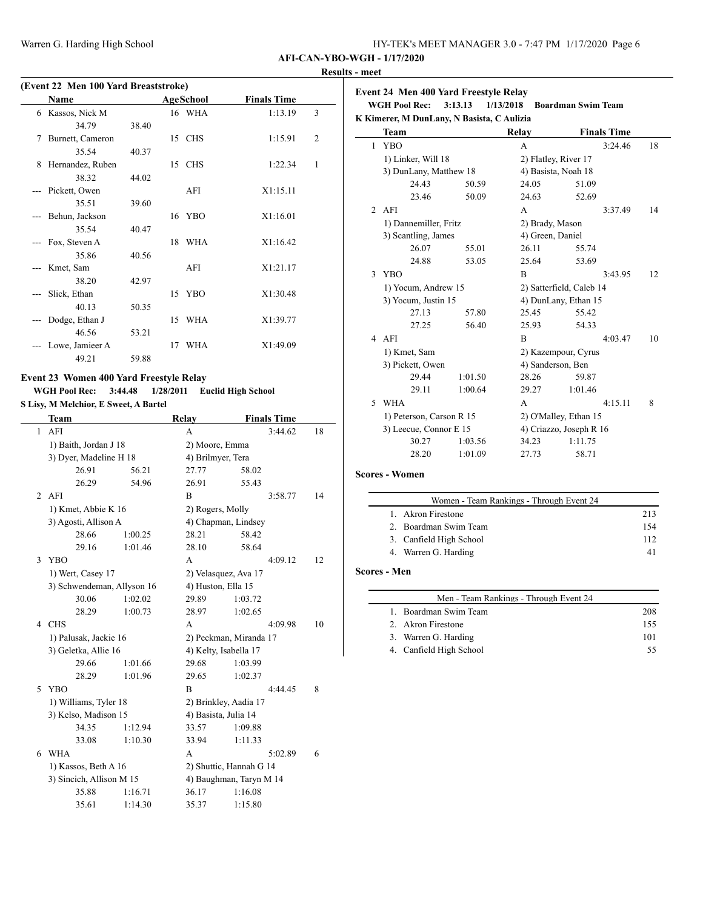**AFI-CAN-YBO-WGH - 1/17/2020**

**Results - meet**

### (Event 22 Men 100 Yard Breaststroke)

| | Name | Age | School | Finals Time | |
|---|---|---|---|---|---|
| 6 | Kassos, Nick M | 16 | WHA | 1:13.19 | 3 |
| | 34.79 | 38.40 | | | |
| 7 | Burnett, Cameron | 15 | CHS | 1:15.91 | 2 |
| | 35.54 | 40.37 | | | |
| 8 | Hernandez, Ruben | 15 | CHS | 1:22.34 | 1 |
| | 38.32 | 44.02 | | | |
| --- | Pickett, Owen | | AFI | X1:15.11 | |
| | 35.51 | 39.60 | | | |
| --- | Behun, Jackson | 16 | YBO | X1:16.01 | |
| | 35.54 | 40.47 | | | |
| --- | Fox, Steven A | 18 | WHA | X1:16.42 | |
| | 35.86 | 40.56 | | | |
| --- | Kmet, Sam | | AFI | X1:21.17 | |
| | 38.20 | 42.97 | | | |
| --- | Slick, Ethan | 15 | YBO | X1:30.48 | |
| | 40.13 | 50.35 | | | |
| --- | Dodge, Ethan J | 15 | WHA | X1:39.77 | |
| | 46.56 | 53.21 | | | |
| --- | Lowe, Jamieer A | 17 | WHA | X1:49.09 | |
| | 49.21 | 59.88 | | | |

### Event 23 Women 400 Yard Freestyle Relay

**WGH Pool Rec: 3:44.48 1/28/2011 Euclid High School**
**S Lisy, M Melchior, E Sweet, A Bartel**

| | Team | | Relay | Finals Time | |
|---|---|---|---|---|---|
| 1 | AFI | | A | 3:44.62 | 18 |
| | 1) Baith, Jordan J 18 | | 2) Moore, Emma | | |
| | 3) Dyer, Madeline H 18 | | 4) Brilmyer, Tera | | |
| | 26.91 | 56.21 | 27.77 | 58.02 | |
| | 26.29 | 54.96 | 26.91 | 55.43 | |
| 2 | AFI | | B | 3:58.77 | 14 |
| | 1) Kmet, Abbie K 16 | | 2) Rogers, Molly | | |
| | 3) Agosti, Allison A | | 4) Chapman, Lindsey | | |
| | 28.66 | 1:00.25 | 28.21 | 58.42 | |
| | 29.16 | 1:01.46 | 28.10 | 58.64 | |
| 3 | YBO | | A | 4:09.12 | 12 |
| | 1) Wert, Casey 17 | | 2) Velasquez, Ava 17 | | |
| | 3) Schwendeman, Allyson 16 | | 4) Huston, Ella 15 | | |
| | 30.06 | 1:02.02 | 29.89 | 1:03.72 | |
| | 28.29 | 1:00.73 | 28.97 | 1:02.65 | |
| 4 | CHS | | A | 4:09.98 | 10 |
| | 1) Palusak, Jackie 16 | | 2) Peckman, Miranda 17 | | |
| | 3) Geletka, Allie 16 | | 4) Kelty, Isabella 17 | | |
| | 29.66 | 1:01.66 | 29.68 | 1:03.99 | |
| | 28.29 | 1:01.96 | 29.65 | 1:02.37 | |
| 5 | YBO | | B | 4:44.45 | 8 |
| | 1) Williams, Tyler 18 | | 2) Brinkley, Aadia 17 | | |
| | 3) Kelso, Madison 15 | | 4) Basista, Julia 14 | | |
| | 34.35 | 1:12.94 | 33.57 | 1:09.88 | |
| | 33.08 | 1:10.30 | 33.94 | 1:11.33 | |
| 6 | WHA | | A | 5:02.89 | 6 |
| | 1) Kassos, Beth A 16 | | 2) Shuttic, Hannah G 14 | | |
| | 3) Sincich, Allison M 15 | | 4) Baughman, Taryn M 14 | | |
| | 35.88 | 1:16.71 | 36.17 | 1:16.08 | |
| | 35.61 | 1:14.30 | 35.37 | 1:15.80 | |

### Event 24 Men 400 Yard Freestyle Relay

**WGH Pool Rec: 3:13.13 1/13/2018 Boardman Swim Team**
**K Kimerer, M DunLany, N Basista, C Aulizia**

| | Team | | Relay | Finals Time | |
|---|---|---|---|---|---|
| 1 | YBO | | A | 3:24.46 | 18 |
| | 1) Linker, Will 18 | | 2) Flatley, River 17 | | |
| | 3) DunLany, Matthew 18 | | 4) Basista, Noah 18 | | |
| | 24.43 | 50.59 | 24.05 | 51.09 | |
| | 23.46 | 50.09 | 24.63 | 52.69 | |
| 2 | AFI | | A | 3:37.49 | 14 |
| | 1) Dannemiller, Fritz | | 2) Brady, Mason | | |
| | 3) Scantling, James | | 4) Green, Daniel | | |
| | 26.07 | 55.01 | 26.11 | 55.74 | |
| | 24.88 | 53.05 | 25.64 | 53.69 | |
| 3 | YBO | | B | 3:43.95 | 12 |
| | 1) Yocum, Andrew 15 | | 2) Satterfield, Caleb 14 | | |
| | 3) Yocum, Justin 15 | | 4) DunLany, Ethan 15 | | |
| | 27.13 | 57.80 | 25.45 | 55.42 | |
| | 27.25 | 56.40 | 25.93 | 54.33 | |
| 4 | AFI | | B | 4:03.47 | 10 |
| | 1) Kmet, Sam | | 2) Kazempour, Cyrus | | |
| | 3) Pickett, Owen | | 4) Sanderson, Ben | | |
| | 29.44 | 1:01.50 | 28.26 | 59.87 | |
| | 29.11 | 1:00.64 | 29.27 | 1:01.46 | |
| 5 | WHA | | A | 4:15.11 | 8 |
| | 1) Peterson, Carson R 15 | | 2) O'Malley, Ethan 15 | | |
| | 3) Leecue, Connor E 15 | | 4) Criazzo, Joseph R 16 | | |
| | 30.27 | 1:03.56 | 34.23 | 1:11.75 | |
| | 28.20 | 1:01.09 | 27.73 | 58.71 | |

### Scores - Women

| Women - Team Rankings - Through Event 24 | |
|---|---|
| 1. Akron Firestone | 213 |
| 2. Boardman Swim Team | 154 |
| 3. Canfield High School | 112 |
| 4. Warren G. Harding | 41 |

### Scores - Men

| Men - Team Rankings - Through Event 24 | |
|---|---|
| 1. Boardman Swim Team | 208 |
| 2. Akron Firestone | 155 |
| 3. Warren G. Harding | 101 |
| 4. Canfield High School | 55 |